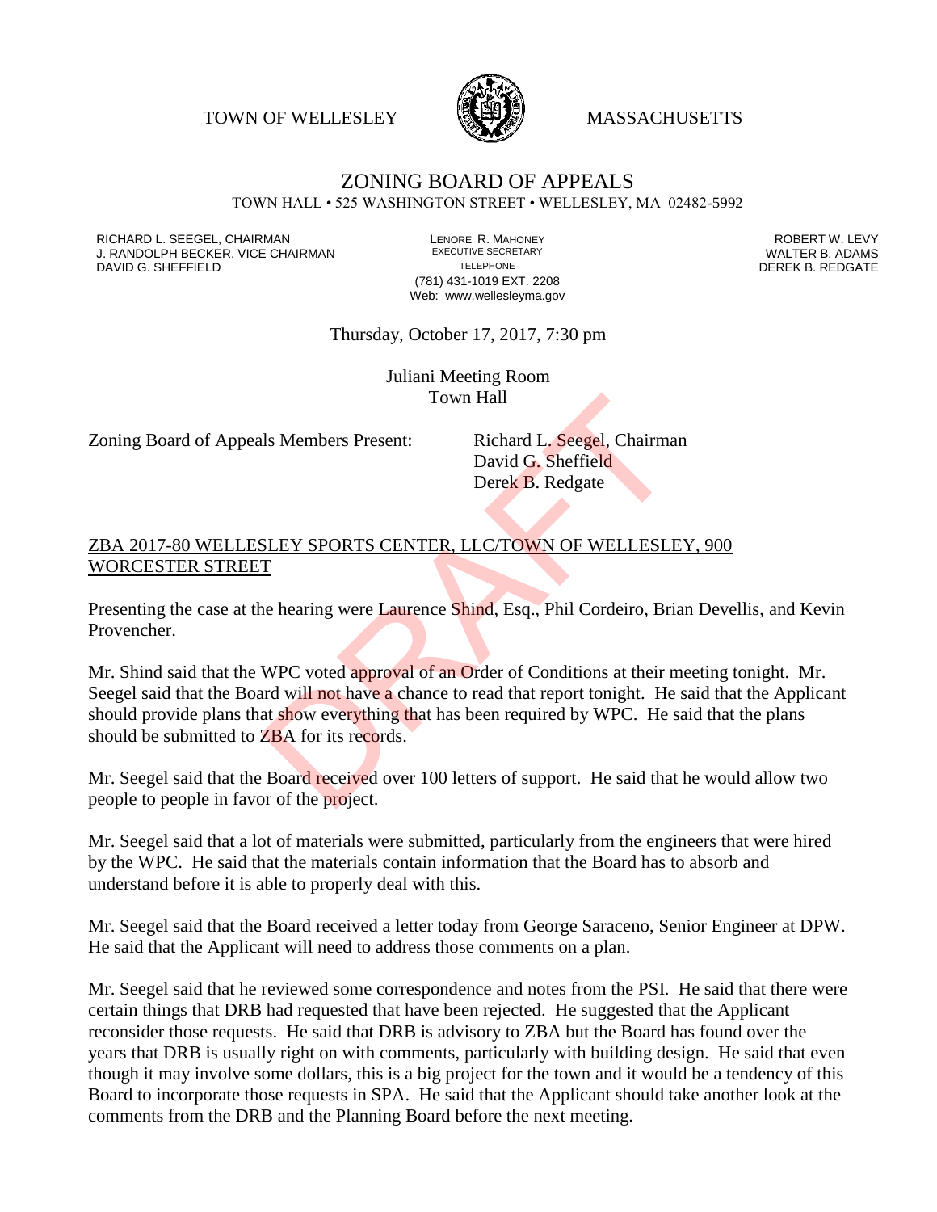TOWN OF WELLESLEY MASSACHUSETTS

# ZONING BOARD OF APPEALS

TOWN HALL • 525 WASHINGTON STREET • WELLESLEY, MA 02482-5992

RICHARD L. SEEGEL, CHAIRMAN
J. RANDOLPH BECKER, VICE CHAIRMAN
DAVID G. SHEFFIELD

LENORE R. MAHONEY
EXECUTIVE SECRETARY
TELEPHONE
(781) 431-1019 EXT. 2208
Web: www.wellesleyma.gov

ROBERT W. LEVY
WALTER B. ADAMS
DEREK B. REDGATE

Thursday, October 17, 2017, 7:30 pm

Juliani Meeting Room
Town Hall

Zoning Board of Appeals Members Present: Richard L. Seegel, Chairman
David G. Sheffield
Derek B. Redgate

DRAFT

ZBA 2017-80 WELLESLEY SPORTS CENTER, LLC/TOWN OF WELLESLEY, 900 WORCESTER STREET

Presenting the case at the hearing were Laurence Shind, Esq., Phil Cordeiro, Brian Devellis, and Kevin Provencher.

Mr. Shind said that the WPC voted approval of an Order of Conditions at their meeting tonight. Mr. Seegel said that the Board will not have a chance to read that report tonight. He said that the Applicant should provide plans that show everything that has been required by WPC. He said that the plans should be submitted to ZBA for its records.

Mr. Seegel said that the Board received over 100 letters of support. He said that he would allow two people to people in favor of the project.

Mr. Seegel said that a lot of materials were submitted, particularly from the engineers that were hired by the WPC. He said that the materials contain information that the Board has to absorb and understand before it is able to properly deal with this.

Mr. Seegel said that the Board received a letter today from George Saraceno, Senior Engineer at DPW. He said that the Applicant will need to address those comments on a plan.

Mr. Seegel said that he reviewed some correspondence and notes from the PSI. He said that there were certain things that DRB had requested that have been rejected. He suggested that the Applicant reconsider those requests. He said that DRB is advisory to ZBA but the Board has found over the years that DRB is usually right on with comments, particularly with building design. He said that even though it may involve some dollars, this is a big project for the town and it would be a tendency of this Board to incorporate those requests in SPA. He said that the Applicant should take another look at the comments from the DRB and the Planning Board before the next meeting.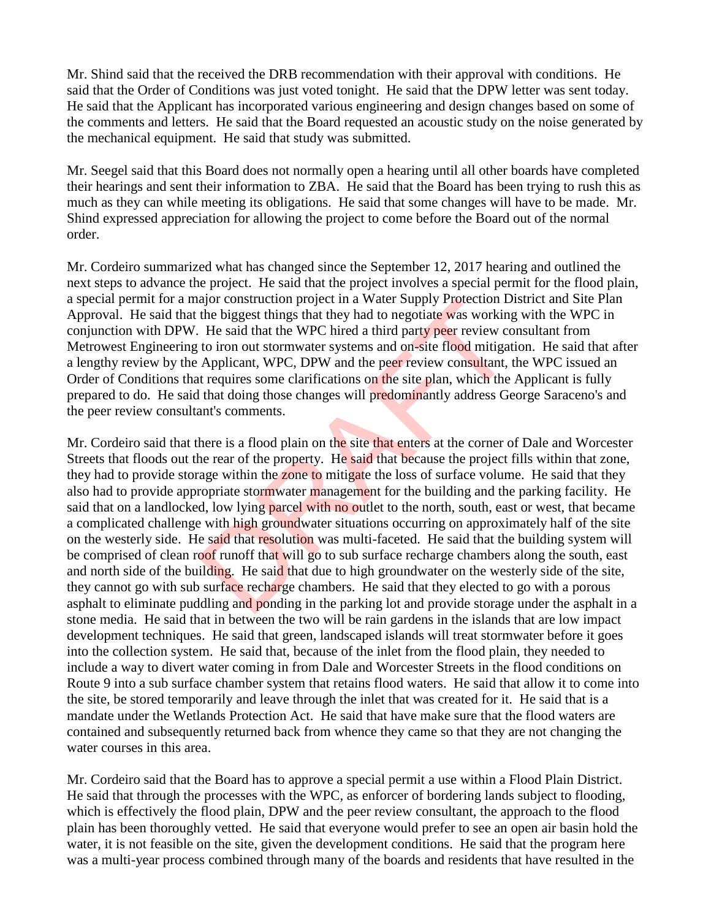Mr. Shind said that the received the DRB recommendation with their approval with conditions. He said that the Order of Conditions was just voted tonight. He said that the DPW letter was sent today. He said that the Applicant has incorporated various engineering and design changes based on some of the comments and letters. He said that the Board requested an acoustic study on the noise generated by the mechanical equipment. He said that study was submitted.

Mr. Seegel said that this Board does not normally open a hearing until all other boards have completed their hearings and sent their information to ZBA. He said that the Board has been trying to rush this as much as they can while meeting its obligations. He said that some changes will have to be made. Mr. Shind expressed appreciation for allowing the project to come before the Board out of the normal order.

Mr. Cordeiro summarized what has changed since the September 12, 2017 hearing and outlined the next steps to advance the project. He said that the project involves a special permit for the flood plain, a special permit for a major construction project in a Water Supply Protection District and Site Plan Approval. He said that the biggest things that they had to negotiate was working with the WPC in conjunction with DPW. He said that the WPC hired a third party peer review consultant from Metrowest Engineering to iron out stormwater systems and on-site flood mitigation. He said that after a lengthy review by the Applicant, WPC, DPW and the peer review consultant, the WPC issued an Order of Conditions that requires some clarifications on the site plan, which the Applicant is fully prepared to do. He said that doing those changes will predominantly address George Saraceno's and the peer review consultant's comments.

Mr. Cordeiro said that there is a flood plain on the site that enters at the corner of Dale and Worcester Streets that floods out the rear of the property. He said that because the project fills within that zone, they had to provide storage within the zone to mitigate the loss of surface volume. He said that they also had to provide appropriate stormwater management for the building and the parking facility. He said that on a landlocked, low lying parcel with no outlet to the north, south, east or west, that became a complicated challenge with high groundwater situations occurring on approximately half of the site on the westerly side. He said that resolution was multi-faceted. He said that the building system will be comprised of clean roof runoff that will go to sub surface recharge chambers along the south, east and north side of the building. He said that due to high groundwater on the westerly side of the site, they cannot go with sub surface recharge chambers. He said that they elected to go with a porous asphalt to eliminate puddling and ponding in the parking lot and provide storage under the asphalt in a stone media. He said that in between the two will be rain gardens in the islands that are low impact development techniques. He said that green, landscaped islands will treat stormwater before it goes into the collection system. He said that, because of the inlet from the flood plain, they needed to include a way to divert water coming in from Dale and Worcester Streets in the flood conditions on Route 9 into a sub surface chamber system that retains flood waters. He said that allow it to come into the site, be stored temporarily and leave through the inlet that was created for it. He said that is a mandate under the Wetlands Protection Act. He said that have make sure that the flood waters are contained and subsequently returned back from whence they came so that they are not changing the water courses in this area.

Mr. Cordeiro said that the Board has to approve a special permit a use within a Flood Plain District. He said that through the processes with the WPC, as enforcer of bordering lands subject to flooding, which is effectively the flood plain, DPW and the peer review consultant, the approach to the flood plain has been thoroughly vetted. He said that everyone would prefer to see an open air basin hold the water, it is not feasible on the site, given the development conditions. He said that the program here was a multi-year process combined through many of the boards and residents that have resulted in the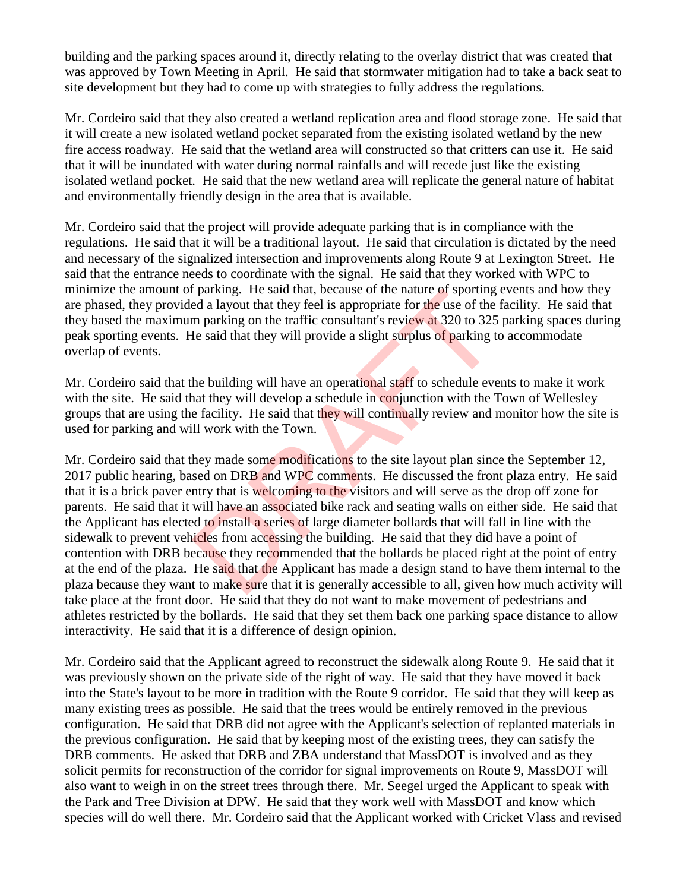building and the parking spaces around it, directly relating to the overlay district that was created that was approved by Town Meeting in April. He said that stormwater mitigation had to take a back seat to site development but they had to come up with strategies to fully address the regulations.

Mr. Cordeiro said that they also created a wetland replication area and flood storage zone. He said that it will create a new isolated wetland pocket separated from the existing isolated wetland by the new fire access roadway. He said that the wetland area will constructed so that critters can use it. He said that it will be inundated with water during normal rainfalls and will recede just like the existing isolated wetland pocket. He said that the new wetland area will replicate the general nature of habitat and environmentally friendly design in the area that is available.

Mr. Cordeiro said that the project will provide adequate parking that is in compliance with the regulations. He said that it will be a traditional layout. He said that circulation is dictated by the need and necessary of the signalized intersection and improvements along Route 9 at Lexington Street. He said that the entrance needs to coordinate with the signal. He said that they worked with WPC to minimize the amount of parking. He said that, because of the nature of sporting events and how they are phased, they provided a layout that they feel is appropriate for the use of the facility. He said that they based the maximum parking on the traffic consultant's review at 320 to 325 parking spaces during peak sporting events. He said that they will provide a slight surplus of parking to accommodate overlap of events.

Mr. Cordeiro said that the building will have an operational staff to schedule events to make it work with the site. He said that they will develop a schedule in conjunction with the Town of Wellesley groups that are using the facility. He said that they will continually review and monitor how the site is used for parking and will work with the Town.

Mr. Cordeiro said that they made some modifications to the site layout plan since the September 12, 2017 public hearing, based on DRB and WPC comments. He discussed the front plaza entry. He said that it is a brick paver entry that is welcoming to the visitors and will serve as the drop off zone for parents. He said that it will have an associated bike rack and seating walls on either side. He said that the Applicant has elected to install a series of large diameter bollards that will fall in line with the sidewalk to prevent vehicles from accessing the building. He said that they did have a point of contention with DRB because they recommended that the bollards be placed right at the point of entry at the end of the plaza. He said that the Applicant has made a design stand to have them internal to the plaza because they want to make sure that it is generally accessible to all, given how much activity will take place at the front door. He said that they do not want to make movement of pedestrians and athletes restricted by the bollards. He said that they set them back one parking space distance to allow interactivity. He said that it is a difference of design opinion.

Mr. Cordeiro said that the Applicant agreed to reconstruct the sidewalk along Route 9. He said that it was previously shown on the private side of the right of way. He said that they have moved it back into the State's layout to be more in tradition with the Route 9 corridor. He said that they will keep as many existing trees as possible. He said that the trees would be entirely removed in the previous configuration. He said that DRB did not agree with the Applicant's selection of replanted materials in the previous configuration. He said that by keeping most of the existing trees, they can satisfy the DRB comments. He asked that DRB and ZBA understand that MassDOT is involved and as they solicit permits for reconstruction of the corridor for signal improvements on Route 9, MassDOT will also want to weigh in on the street trees through there. Mr. Seegel urged the Applicant to speak with the Park and Tree Division at DPW. He said that they work well with MassDOT and know which species will do well there. Mr. Cordeiro said that the Applicant worked with Cricket Vlass and revised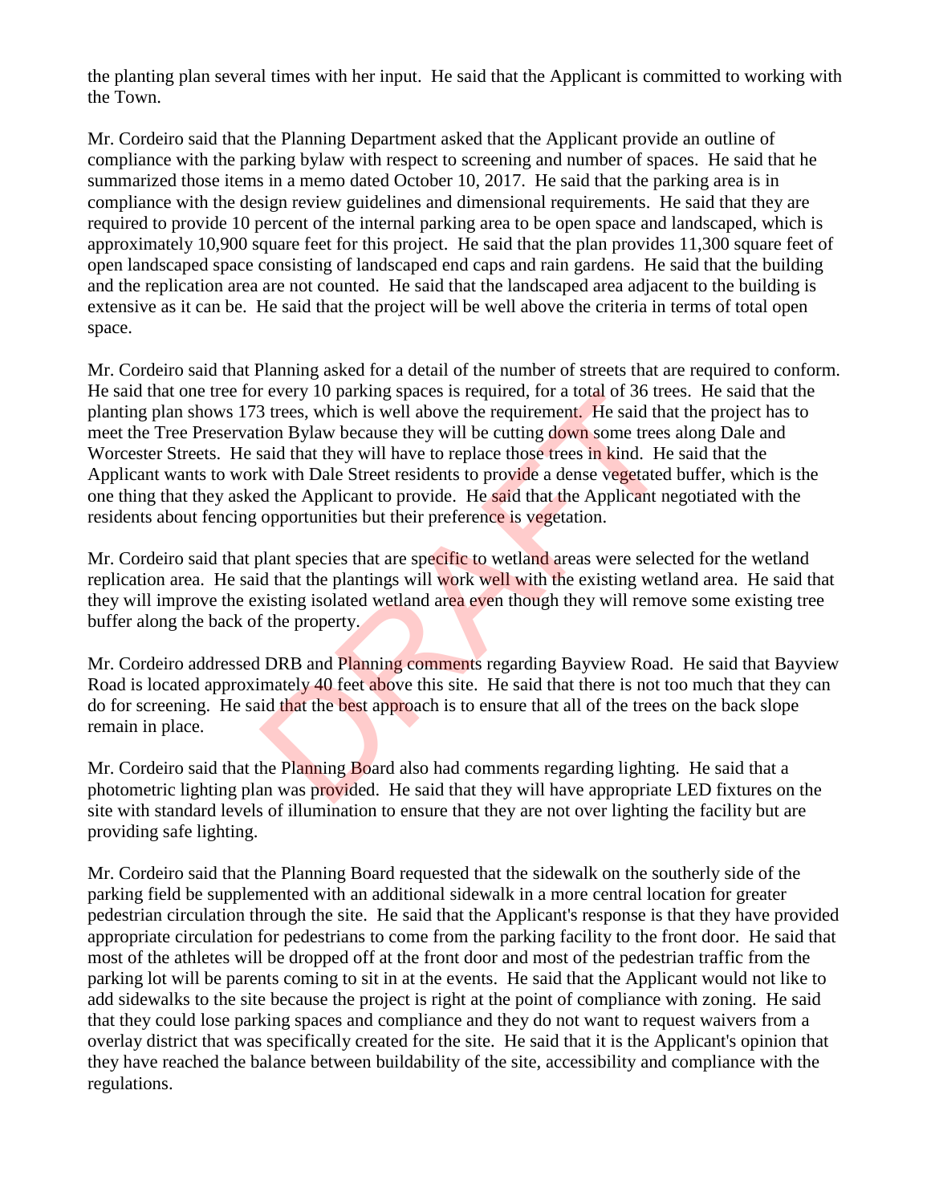the planting plan several times with her input. He said that the Applicant is committed to working with the Town.

Mr. Cordeiro said that the Planning Department asked that the Applicant provide an outline of compliance with the parking bylaw with respect to screening and number of spaces. He said that he summarized those items in a memo dated October 10, 2017. He said that the parking area is in compliance with the design review guidelines and dimensional requirements. He said that they are required to provide 10 percent of the internal parking area to be open space and landscaped, which is approximately 10,900 square feet for this project. He said that the plan provides 11,300 square feet of open landscaped space consisting of landscaped end caps and rain gardens. He said that the building and the replication area are not counted. He said that the landscaped area adjacent to the building is extensive as it can be. He said that the project will be well above the criteria in terms of total open space.

Mr. Cordeiro said that Planning asked for a detail of the number of streets that are required to conform. He said that one tree for every 10 parking spaces is required, for a total of 36 trees. He said that the planting plan shows 173 trees, which is well above the requirement. He said that the project has to meet the Tree Preservation Bylaw because they will be cutting down some trees along Dale and Worcester Streets. He said that they will have to replace those trees in kind. He said that the Applicant wants to work with Dale Street residents to provide a dense vegetated buffer, which is the one thing that they asked the Applicant to provide. He said that the Applicant negotiated with the residents about fencing opportunities but their preference is vegetation.

Mr. Cordeiro said that plant species that are specific to wetland areas were selected for the wetland replication area. He said that the plantings will work well with the existing wetland area. He said that they will improve the existing isolated wetland area even though they will remove some existing tree buffer along the back of the property.

Mr. Cordeiro addressed DRB and Planning comments regarding Bayview Road. He said that Bayview Road is located approximately 40 feet above this site. He said that there is not too much that they can do for screening. He said that the best approach is to ensure that all of the trees on the back slope remain in place.

Mr. Cordeiro said that the Planning Board also had comments regarding lighting. He said that a photometric lighting plan was provided. He said that they will have appropriate LED fixtures on the site with standard levels of illumination to ensure that they are not over lighting the facility but are providing safe lighting.

Mr. Cordeiro said that the Planning Board requested that the sidewalk on the southerly side of the parking field be supplemented with an additional sidewalk in a more central location for greater pedestrian circulation through the site. He said that the Applicant's response is that they have provided appropriate circulation for pedestrians to come from the parking facility to the front door. He said that most of the athletes will be dropped off at the front door and most of the pedestrian traffic from the parking lot will be parents coming to sit in at the events. He said that the Applicant would not like to add sidewalks to the site because the project is right at the point of compliance with zoning. He said that they could lose parking spaces and compliance and they do not want to request waivers from a overlay district that was specifically created for the site. He said that it is the Applicant's opinion that they have reached the balance between buildability of the site, accessibility and compliance with the regulations.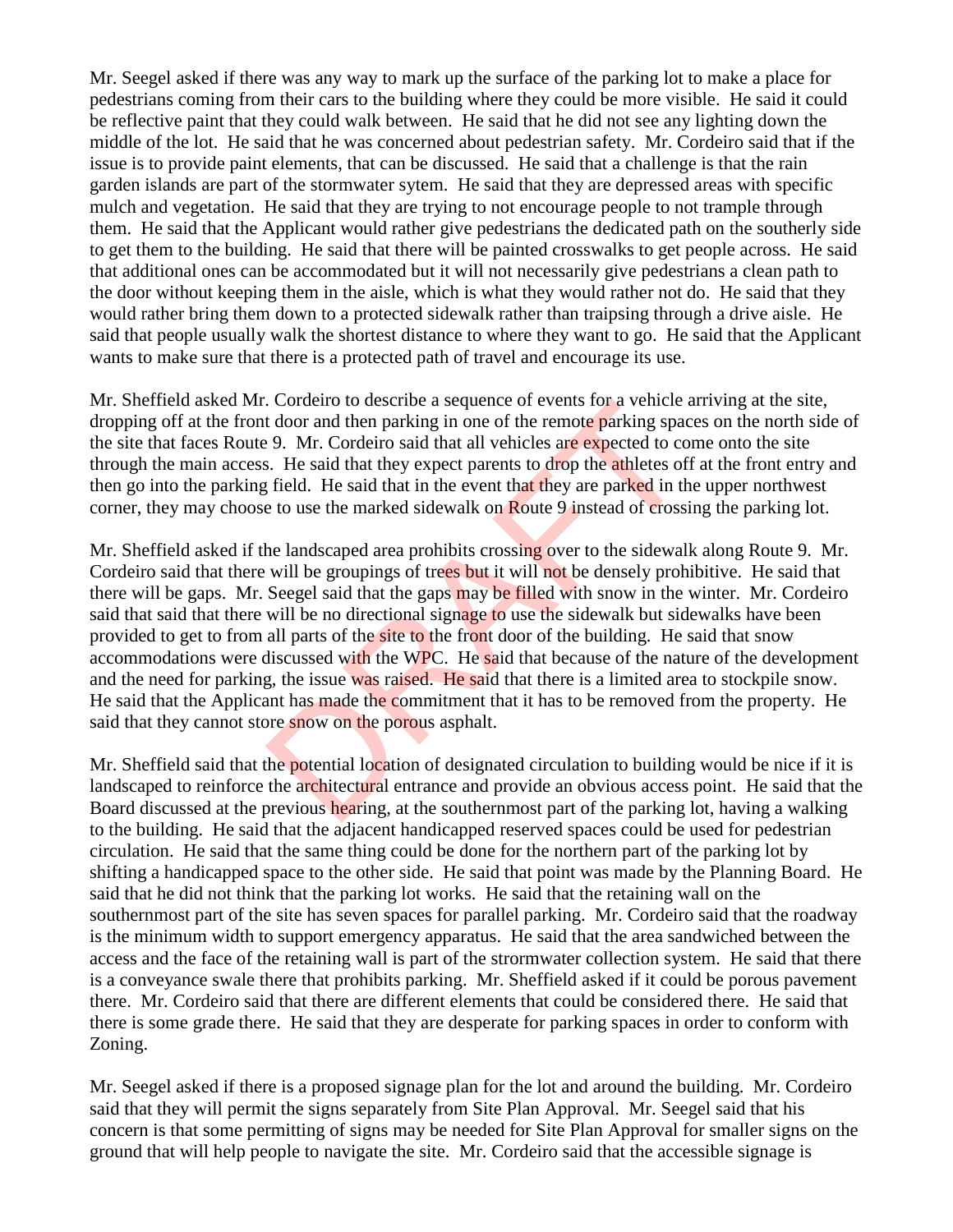Mr. Seegel asked if there was any way to mark up the surface of the parking lot to make a place for pedestrians coming from their cars to the building where they could be more visible. He said it could be reflective paint that they could walk between. He said that he did not see any lighting down the middle of the lot. He said that he was concerned about pedestrian safety. Mr. Cordeiro said that if the issue is to provide paint elements, that can be discussed. He said that a challenge is that the rain garden islands are part of the stormwater sytem. He said that they are depressed areas with specific mulch and vegetation. He said that they are trying to not encourage people to not trample through them. He said that the Applicant would rather give pedestrians the dedicated path on the southerly side to get them to the building. He said that there will be painted crosswalks to get people across. He said that additional ones can be accommodated but it will not necessarily give pedestrians a clean path to the door without keeping them in the aisle, which is what they would rather not do. He said that they would rather bring them down to a protected sidewalk rather than traipsing through a drive aisle. He said that people usually walk the shortest distance to where they want to go. He said that the Applicant wants to make sure that there is a protected path of travel and encourage its use.

Mr. Sheffield asked Mr. Cordeiro to describe a sequence of events for a vehicle arriving at the site, dropping off at the front door and then parking in one of the remote parking spaces on the north side of the site that faces Route 9. Mr. Cordeiro said that all vehicles are expected to come onto the site through the main access. He said that they expect parents to drop the athletes off at the front entry and then go into the parking field. He said that in the event that they are parked in the upper northwest corner, they may choose to use the marked sidewalk on Route 9 instead of crossing the parking lot.

Mr. Sheffield asked if the landscaped area prohibits crossing over to the sidewalk along Route 9. Mr. Cordeiro said that there will be groupings of trees but it will not be densely prohibitive. He said that there will be gaps. Mr. Seegel said that the gaps may be filled with snow in the winter. Mr. Cordeiro said that said that there will be no directional signage to use the sidewalk but sidewalks have been provided to get to from all parts of the site to the front door of the building. He said that snow accommodations were discussed with the WPC. He said that because of the nature of the development and the need for parking, the issue was raised. He said that there is a limited area to stockpile snow. He said that the Applicant has made the commitment that it has to be removed from the property. He said that they cannot store snow on the porous asphalt.

Mr. Sheffield said that the potential location of designated circulation to building would be nice if it is landscaped to reinforce the architectural entrance and provide an obvious access point. He said that the Board discussed at the previous hearing, at the southernmost part of the parking lot, having a walking to the building. He said that the adjacent handicapped reserved spaces could be used for pedestrian circulation. He said that the same thing could be done for the northern part of the parking lot by shifting a handicapped space to the other side. He said that point was made by the Planning Board. He said that he did not think that the parking lot works. He said that the retaining wall on the southernmost part of the site has seven spaces for parallel parking. Mr. Cordeiro said that the roadway is the minimum width to support emergency apparatus. He said that the area sandwiched between the access and the face of the retaining wall is part of the stormwater collection system. He said that there is a conveyance swale there that prohibits parking. Mr. Sheffield asked if it could be porous pavement there. Mr. Cordeiro said that there are different elements that could be considered there. He said that there is some grade there. He said that they are desperate for parking spaces in order to conform with Zoning.

Mr. Seegel asked if there is a proposed signage plan for the lot and around the building. Mr. Cordeiro said that they will permit the signs separately from Site Plan Approval. Mr. Seegel said that his concern is that some permitting of signs may be needed for Site Plan Approval for smaller signs on the ground that will help people to navigate the site. Mr. Cordeiro said that the accessible signage is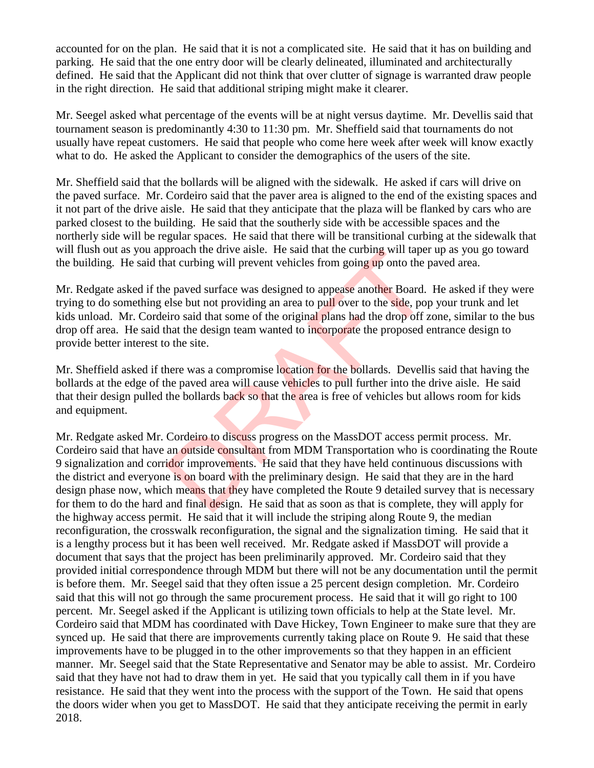accounted for on the plan. He said that it is not a complicated site. He said that it has on building and parking. He said that the one entry door will be clearly delineated, illuminated and architecturally defined. He said that the Applicant did not think that over clutter of signage is warranted draw people in the right direction. He said that additional striping might make it clearer.

Mr. Seegel asked what percentage of the events will be at night versus daytime. Mr. Devellis said that tournament season is predominantly 4:30 to 11:30 pm. Mr. Sheffield said that tournaments do not usually have repeat customers. He said that people who come here week after week will know exactly what to do. He asked the Applicant to consider the demographics of the users of the site.

Mr. Sheffield said that the bollards will be aligned with the sidewalk. He asked if cars will drive on the paved surface. Mr. Cordeiro said that the paver area is aligned to the end of the existing spaces and it not part of the drive aisle. He said that they anticipate that the plaza will be flanked by cars who are parked closest to the building. He said that the southerly side with be accessible spaces and the northerly side will be regular spaces. He said that there will be transitional curbing at the sidewalk that will flush out as you approach the drive aisle. He said that the curbing will taper up as you go toward the building. He said that curbing will prevent vehicles from going up onto the paved area.

Mr. Redgate asked if the paved surface was designed to appease another Board. He asked if they were trying to do something else but not providing an area to pull over to the side, pop your trunk and let kids unload. Mr. Cordeiro said that some of the original plans had the drop off zone, similar to the bus drop off area. He said that the design team wanted to incorporate the proposed entrance design to provide better interest to the site.

Mr. Sheffield asked if there was a compromise location for the bollards. Devellis said that having the bollards at the edge of the paved area will cause vehicles to pull further into the drive aisle. He said that their design pulled the bollards back so that the area is free of vehicles but allows room for kids and equipment.

Mr. Redgate asked Mr. Cordeiro to discuss progress on the MassDOT access permit process. Mr. Cordeiro said that have an outside consultant from MDM Transportation who is coordinating the Route 9 signalization and corridor improvements. He said that they have held continuous discussions with the district and everyone is on board with the preliminary design. He said that they are in the hard design phase now, which means that they have completed the Route 9 detailed survey that is necessary for them to do the hard and final design. He said that as soon as that is complete, they will apply for the highway access permit. He said that it will include the striping along Route 9, the median reconfiguration, the crosswalk reconfiguration, the signal and the signalization timing. He said that it is a lengthy process but it has been well received. Mr. Redgate asked if MassDOT will provide a document that says that the project has been preliminarily approved. Mr. Cordeiro said that they provided initial correspondence through MDM but there will not be any documentation until the permit is before them. Mr. Seegel said that they often issue a 25 percent design completion. Mr. Cordeiro said that this will not go through the same procurement process. He said that it will go right to 100 percent. Mr. Seegel asked if the Applicant is utilizing town officials to help at the State level. Mr. Cordeiro said that MDM has coordinated with Dave Hickey, Town Engineer to make sure that they are synced up. He said that there are improvements currently taking place on Route 9. He said that these improvements have to be plugged in to the other improvements so that they happen in an efficient manner. Mr. Seegel said that the State Representative and Senator may be able to assist. Mr. Cordeiro said that they have not had to draw them in yet. He said that you typically call them in if you have resistance. He said that they went into the process with the support of the Town. He said that opens the doors wider when you get to MassDOT. He said that they anticipate receiving the permit in early 2018.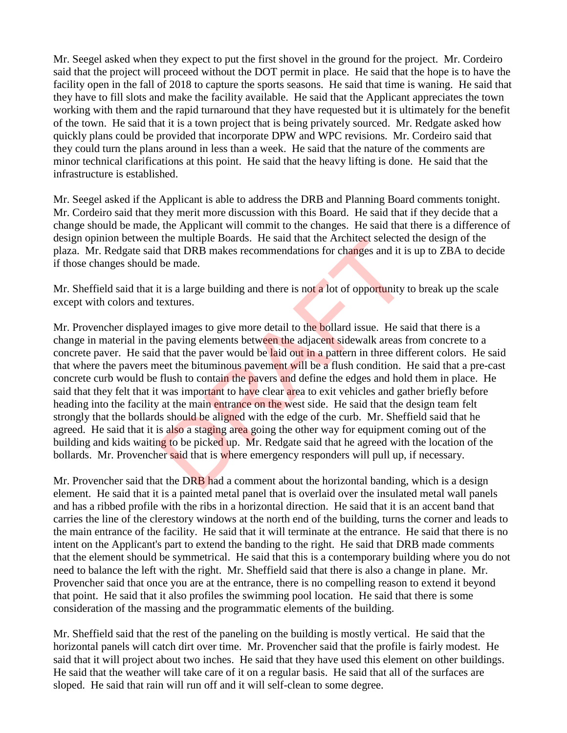Mr. Seegel asked when they expect to put the first shovel in the ground for the project. Mr. Cordeiro said that the project will proceed without the DOT permit in place. He said that the hope is to have the facility open in the fall of 2018 to capture the sports seasons. He said that time is waning. He said that they have to fill slots and make the facility available. He said that the Applicant appreciates the town working with them and the rapid turnaround that they have requested but it is ultimately for the benefit of the town. He said that it is a town project that is being privately sourced. Mr. Redgate asked how quickly plans could be provided that incorporate DPW and WPC revisions. Mr. Cordeiro said that they could turn the plans around in less than a week. He said that the nature of the comments are minor technical clarifications at this point. He said that the heavy lifting is done. He said that the infrastructure is established.

Mr. Seegel asked if the Applicant is able to address the DRB and Planning Board comments tonight. Mr. Cordeiro said that they merit more discussion with this Board. He said that if they decide that a change should be made, the Applicant will commit to the changes. He said that there is a difference of design opinion between the multiple Boards. He said that the Architect selected the design of the plaza. Mr. Redgate said that DRB makes recommendations for changes and it is up to ZBA to decide if those changes should be made.

Mr. Sheffield said that it is a large building and there is not a lot of opportunity to break up the scale except with colors and textures.

Mr. Provencher displayed images to give more detail to the bollard issue. He said that there is a change in material in the paving elements between the adjacent sidewalk areas from concrete to a concrete paver. He said that the paver would be laid out in a pattern in three different colors. He said that where the pavers meet the bituminous pavement will be a flush condition. He said that a pre-cast concrete curb would be flush to contain the pavers and define the edges and hold them in place. He said that they felt that it was important to have clear area to exit vehicles and gather briefly before heading into the facility at the main entrance on the west side. He said that the design team felt strongly that the bollards should be aligned with the edge of the curb. Mr. Sheffield said that he agreed. He said that it is also a staging area going the other way for equipment coming out of the building and kids waiting to be picked up. Mr. Redgate said that he agreed with the location of the bollards. Mr. Provencher said that is where emergency responders will pull up, if necessary.

Mr. Provencher said that the DRB had a comment about the horizontal banding, which is a design element. He said that it is a painted metal panel that is overlaid over the insulated metal wall panels and has a ribbed profile with the ribs in a horizontal direction. He said that it is an accent band that carries the line of the clerestory windows at the north end of the building, turns the corner and leads to the main entrance of the facility. He said that it will terminate at the entrance. He said that there is no intent on the Applicant's part to extend the banding to the right. He said that DRB made comments that the element should be symmetrical. He said that this is a contemporary building where you do not need to balance the left with the right. Mr. Sheffield said that there is also a change in plane. Mr. Provencher said that once you are at the entrance, there is no compelling reason to extend it beyond that point. He said that it also profiles the swimming pool location. He said that there is some consideration of the massing and the programmatic elements of the building.

Mr. Sheffield said that the rest of the paneling on the building is mostly vertical. He said that the horizontal panels will catch dirt over time. Mr. Provencher said that the profile is fairly modest. He said that it will project about two inches. He said that they have used this element on other buildings. He said that the weather will take care of it on a regular basis. He said that all of the surfaces are sloped. He said that rain will run off and it will self-clean to some degree.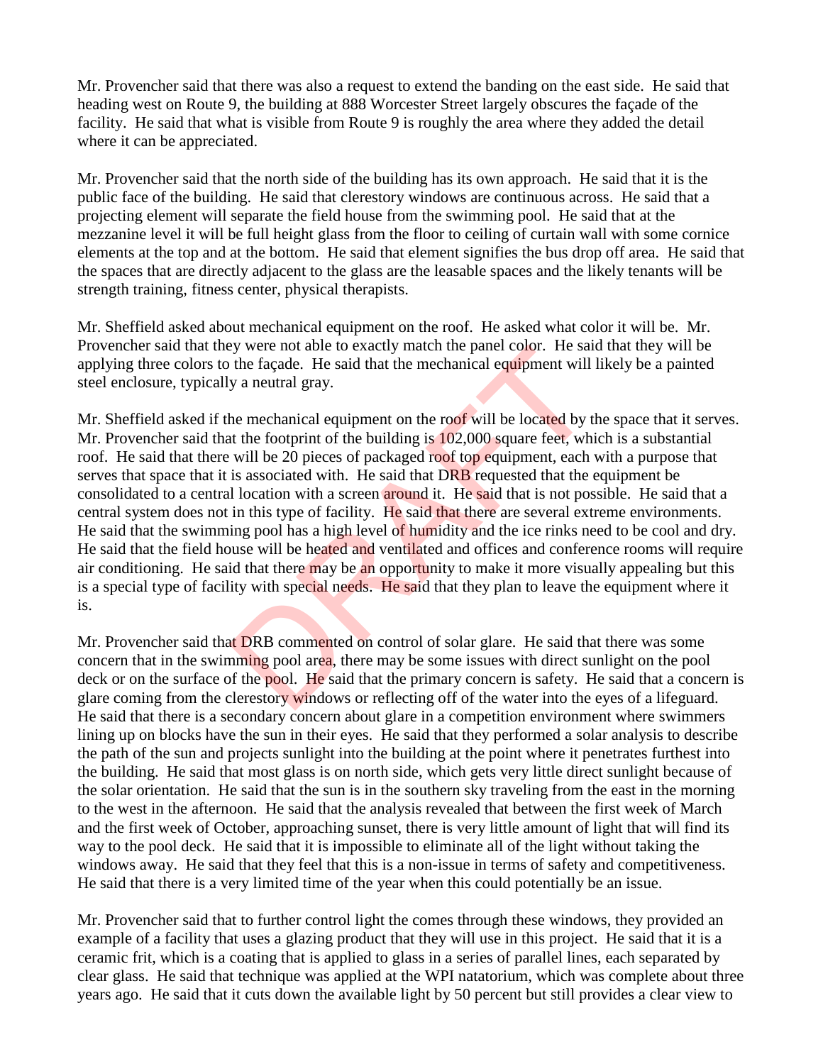Mr. Provencher said that there was also a request to extend the banding on the east side. He said that heading west on Route 9, the building at 888 Worcester Street largely obscures the façade of the facility. He said that what is visible from Route 9 is roughly the area where they added the detail where it can be appreciated.

Mr. Provencher said that the north side of the building has its own approach. He said that it is the public face of the building. He said that clerestory windows are continuous across. He said that a projecting element will separate the field house from the swimming pool. He said that at the mezzanine level it will be full height glass from the floor to ceiling of curtain wall with some cornice elements at the top and at the bottom. He said that element signifies the bus drop off area. He said that the spaces that are directly adjacent to the glass are the leasable spaces and the likely tenants will be strength training, fitness center, physical therapists.

Mr. Sheffield asked about mechanical equipment on the roof. He asked what color it will be. Mr. Provencher said that they were not able to exactly match the panel color. He said that they will be applying three colors to the façade. He said that the mechanical equipment will likely be a painted steel enclosure, typically a neutral gray.

Mr. Sheffield asked if the mechanical equipment on the roof will be located by the space that it serves. Mr. Provencher said that the footprint of the building is 102,000 square feet, which is a substantial roof. He said that there will be 20 pieces of packaged roof top equipment, each with a purpose that serves that space that it is associated with. He said that DRB requested that the equipment be consolidated to a central location with a screen around it. He said that is not possible. He said that a central system does not in this type of facility. He said that there are several extreme environments. He said that the swimming pool has a high level of humidity and the ice rinks need to be cool and dry. He said that the field house will be heated and ventilated and offices and conference rooms will require air conditioning. He said that there may be an opportunity to make it more visually appealing but this is a special type of facility with special needs. He said that they plan to leave the equipment where it is.

Mr. Provencher said that DRB commented on control of solar glare. He said that there was some concern that in the swimming pool area, there may be some issues with direct sunlight on the pool deck or on the surface of the pool. He said that the primary concern is safety. He said that a concern is glare coming from the clerestory windows or reflecting off of the water into the eyes of a lifeguard. He said that there is a secondary concern about glare in a competition environment where swimmers lining up on blocks have the sun in their eyes. He said that they performed a solar analysis to describe the path of the sun and projects sunlight into the building at the point where it penetrates furthest into the building. He said that most glass is on north side, which gets very little direct sunlight because of the solar orientation. He said that the sun is in the southern sky traveling from the east in the morning to the west in the afternoon. He said that the analysis revealed that between the first week of March and the first week of October, approaching sunset, there is very little amount of light that will find its way to the pool deck. He said that it is impossible to eliminate all of the light without taking the windows away. He said that they feel that this is a non-issue in terms of safety and competitiveness. He said that there is a very limited time of the year when this could potentially be an issue.

Mr. Provencher said that to further control light the comes through these windows, they provided an example of a facility that uses a glazing product that they will use in this project. He said that it is a ceramic frit, which is a coating that is applied to glass in a series of parallel lines, each separated by clear glass. He said that technique was applied at the WPI natatorium, which was complete about three years ago. He said that it cuts down the available light by 50 percent but still provides a clear view to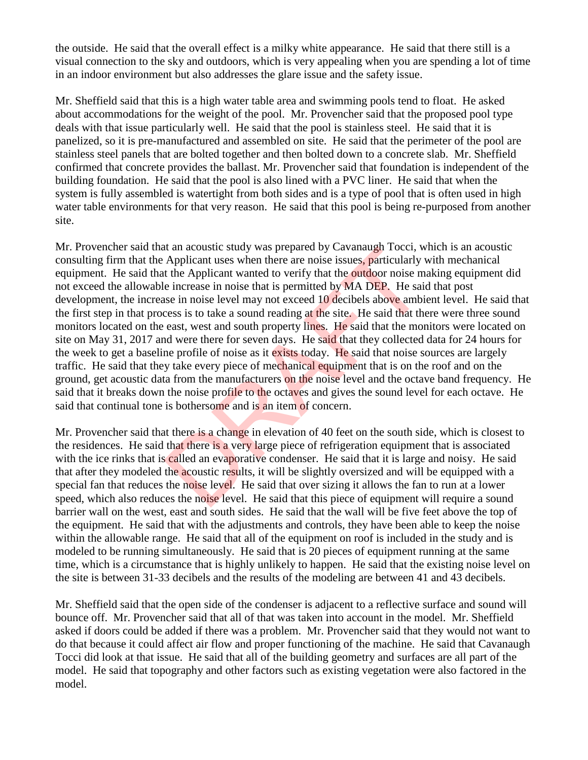the outside. He said that the overall effect is a milky white appearance. He said that there still is a visual connection to the sky and outdoors, which is very appealing when you are spending a lot of time in an indoor environment but also addresses the glare issue and the safety issue.

Mr. Sheffield said that this is a high water table area and swimming pools tend to float. He asked about accommodations for the weight of the pool. Mr. Provencher said that the proposed pool type deals with that issue particularly well. He said that the pool is stainless steel. He said that it is panelized, so it is pre-manufactured and assembled on site. He said that the perimeter of the pool are stainless steel panels that are bolted together and then bolted down to a concrete slab. Mr. Sheffield confirmed that concrete provides the ballast. Mr. Provencher said that foundation is independent of the building foundation. He said that the pool is also lined with a PVC liner. He said that when the system is fully assembled is watertight from both sides and is a type of pool that is often used in high water table environments for that very reason. He said that this pool is being re-purposed from another site.

Mr. Provencher said that an acoustic study was prepared by Cavanaugh Tocci, which is an acoustic consulting firm that the Applicant uses when there are noise issues, particularly with mechanical equipment. He said that the Applicant wanted to verify that the outdoor noise making equipment did not exceed the allowable increase in noise that is permitted by MA DEP. He said that post development, the increase in noise level may not exceed 10 decibels above ambient level. He said that the first step in that process is to take a sound reading at the site. He said that there were three sound monitors located on the east, west and south property lines. He said that the monitors were located on site on May 31, 2017 and were there for seven days. He said that they collected data for 24 hours for the week to get a baseline profile of noise as it exists today. He said that noise sources are largely traffic. He said that they take every piece of mechanical equipment that is on the roof and on the ground, get acoustic data from the manufacturers on the noise level and the octave band frequency. He said that it breaks down the noise profile to the octaves and gives the sound level for each octave. He said that continual tone is bothersome and is an item of concern.

Mr. Provencher said that there is a change in elevation of 40 feet on the south side, which is closest to the residences. He said that there is a very large piece of refrigeration equipment that is associated with the ice rinks that is called an evaporative condenser. He said that it is large and noisy. He said that after they modeled the acoustic results, it will be slightly oversized and will be equipped with a special fan that reduces the noise level. He said that over sizing it allows the fan to run at a lower speed, which also reduces the noise level. He said that this piece of equipment will require a sound barrier wall on the west, east and south sides. He said that the wall will be five feet above the top of the equipment. He said that with the adjustments and controls, they have been able to keep the noise within the allowable range. He said that all of the equipment on roof is included in the study and is modeled to be running simultaneously. He said that is 20 pieces of equipment running at the same time, which is a circumstance that is highly unlikely to happen. He said that the existing noise level on the site is between 31-33 decibels and the results of the modeling are between 41 and 43 decibels.

Mr. Sheffield said that the open side of the condenser is adjacent to a reflective surface and sound will bounce off. Mr. Provencher said that all of that was taken into account in the model. Mr. Sheffield asked if doors could be added if there was a problem. Mr. Provencher said that they would not want to do that because it could affect air flow and proper functioning of the machine. He said that Cavanaugh Tocci did look at that issue. He said that all of the building geometry and surfaces are all part of the model. He said that topography and other factors such as existing vegetation were also factored in the model.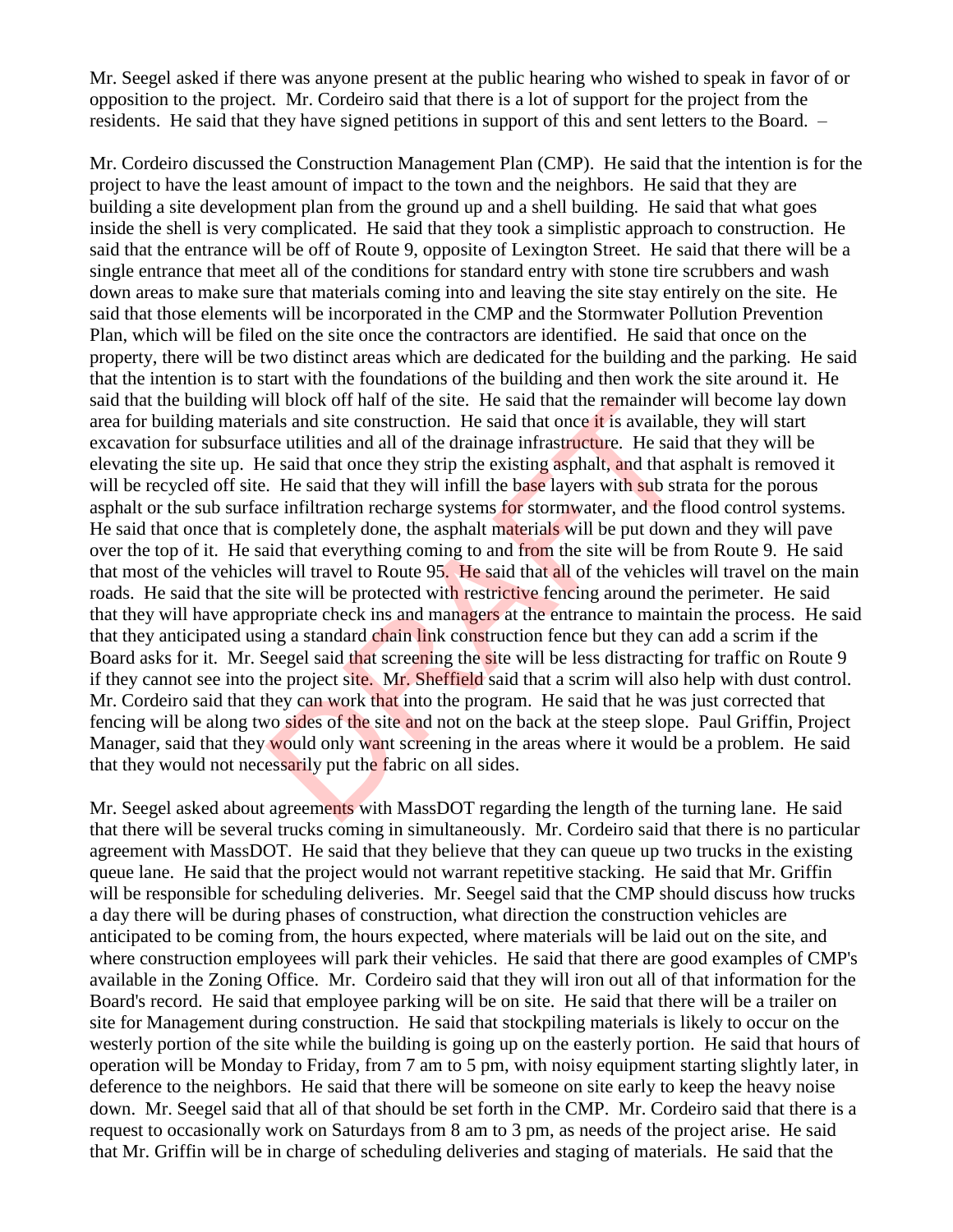Mr. Seegel asked if there was anyone present at the public hearing who wished to speak in favor of or opposition to the project. Mr. Cordeiro said that there is a lot of support for the project from the residents. He said that they have signed petitions in support of this and sent letters to the Board. –

Mr. Cordeiro discussed the Construction Management Plan (CMP). He said that the intention is for the project to have the least amount of impact to the town and the neighbors. He said that they are building a site development plan from the ground up and a shell building. He said that what goes inside the shell is very complicated. He said that they took a simplistic approach to construction. He said that the entrance will be off of Route 9, opposite of Lexington Street. He said that there will be a single entrance that meet all of the conditions for standard entry with stone tire scrubbers and wash down areas to make sure that materials coming into and leaving the site stay entirely on the site. He said that those elements will be incorporated in the CMP and the Stormwater Pollution Prevention Plan, which will be filed on the site once the contractors are identified. He said that once on the property, there will be two distinct areas which are dedicated for the building and the parking. He said that the intention is to start with the foundations of the building and then work the site around it. He said that the building will block off half of the site. He said that the remainder will become lay down area for building materials and site construction. He said that once it is available, they will start excavation for subsurface utilities and all of the drainage infrastructure. He said that they will be elevating the site up. He said that once they strip the existing asphalt, and that asphalt is removed it will be recycled off site. He said that they will infill the base layers with sub strata for the porous asphalt or the sub surface infiltration recharge systems for stormwater, and the flood control systems. He said that once that is completely done, the asphalt materials will be put down and they will pave over the top of it. He said that everything coming to and from the site will be from Route 9. He said that most of the vehicles will travel to Route 95. He said that all of the vehicles will travel on the main roads. He said that the site will be protected with restrictive fencing around the perimeter. He said that they will have appropriate check ins and managers at the entrance to maintain the process. He said that they anticipated using a standard chain link construction fence but they can add a scrim if the Board asks for it. Mr. Seegel said that screening the site will be less distracting for traffic on Route 9 if they cannot see into the project site. Mr. Sheffield said that a scrim will also help with dust control. Mr. Cordeiro said that they can work that into the program. He said that he was just corrected that fencing will be along two sides of the site and not on the back at the steep slope. Paul Griffin, Project Manager, said that they would only want screening in the areas where it would be a problem. He said that they would not necessarily put the fabric on all sides.

Mr. Seegel asked about agreements with MassDOT regarding the length of the turning lane. He said that there will be several trucks coming in simultaneously. Mr. Cordeiro said that there is no particular agreement with MassDOT. He said that they believe that they can queue up two trucks in the existing queue lane. He said that the project would not warrant repetitive stacking. He said that Mr. Griffin will be responsible for scheduling deliveries. Mr. Seegel said that the CMP should discuss how trucks a day there will be during phases of construction, what direction the construction vehicles are anticipated to be coming from, the hours expected, where materials will be laid out on the site, and where construction employees will park their vehicles. He said that there are good examples of CMP's available in the Zoning Office. Mr. Cordeiro said that they will iron out all of that information for the Board's record. He said that employee parking will be on site. He said that there will be a trailer on site for Management during construction. He said that stockpiling materials is likely to occur on the westerly portion of the site while the building is going up on the easterly portion. He said that hours of operation will be Monday to Friday, from 7 am to 5 pm, with noisy equipment starting slightly later, in deference to the neighbors. He said that there will be someone on site early to keep the heavy noise down. Mr. Seegel said that all of that should be set forth in the CMP. Mr. Cordeiro said that there is a request to occasionally work on Saturdays from 8 am to 3 pm, as needs of the project arise. He said that Mr. Griffin will be in charge of scheduling deliveries and staging of materials. He said that the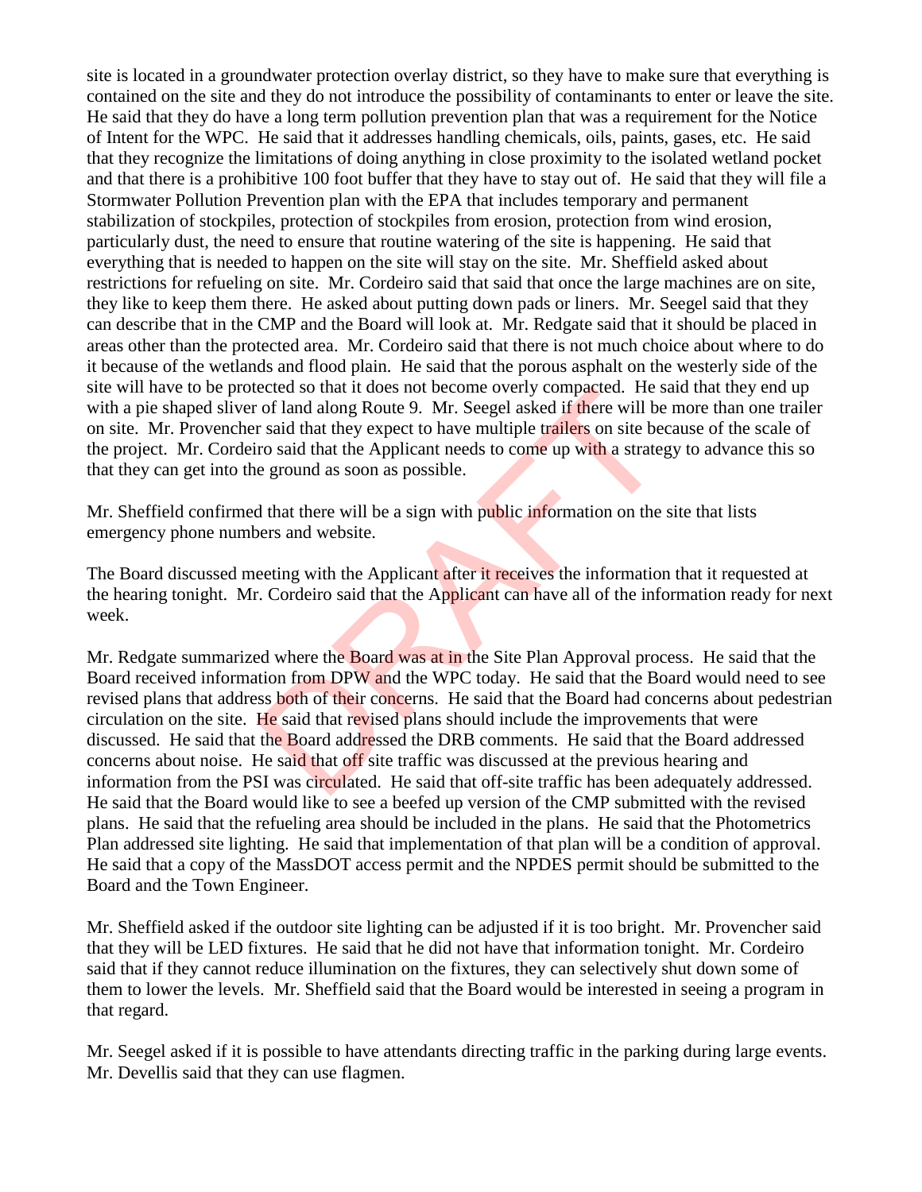site is located in a groundwater protection overlay district, so they have to make sure that everything is contained on the site and they do not introduce the possibility of contaminants to enter or leave the site. He said that they do have a long term pollution prevention plan that was a requirement for the Notice of Intent for the WPC. He said that it addresses handling chemicals, oils, paints, gases, etc. He said that they recognize the limitations of doing anything in close proximity to the isolated wetland pocket and that there is a prohibitive 100 foot buffer that they have to stay out of. He said that they will file a Stormwater Pollution Prevention plan with the EPA that includes temporary and permanent stabilization of stockpiles, protection of stockpiles from erosion, protection from wind erosion, particularly dust, the need to ensure that routine watering of the site is happening. He said that everything that is needed to happen on the site will stay on the site. Mr. Sheffield asked about restrictions for refueling on site. Mr. Cordeiro said that said that once the large machines are on site, they like to keep them there. He asked about putting down pads or liners. Mr. Seegel said that they can describe that in the CMP and the Board will look at. Mr. Redgate said that it should be placed in areas other than the protected area. Mr. Cordeiro said that there is not much choice about where to do it because of the wetlands and flood plain. He said that the porous asphalt on the westerly side of the site will have to be protected so that it does not become overly compacted. He said that they end up with a pie shaped sliver of land along Route 9. Mr. Seegel asked if there will be more than one trailer on site. Mr. Provencher said that they expect to have multiple trailers on site because of the scale of the project. Mr. Cordeiro said that the Applicant needs to come up with a strategy to advance this so that they can get into the ground as soon as possible.

Mr. Sheffield confirmed that there will be a sign with public information on the site that lists emergency phone numbers and website.

The Board discussed meeting with the Applicant after it receives the information that it requested at the hearing tonight. Mr. Cordeiro said that the Applicant can have all of the information ready for next week.

Mr. Redgate summarized where the Board was at in the Site Plan Approval process. He said that the Board received information from DPW and the WPC today. He said that the Board would need to see revised plans that address both of their concerns. He said that the Board had concerns about pedestrian circulation on the site. He said that revised plans should include the improvements that were discussed. He said that the Board addressed the DRB comments. He said that the Board addressed concerns about noise. He said that off site traffic was discussed at the previous hearing and information from the PSI was circulated. He said that off-site traffic has been adequately addressed. He said that the Board would like to see a beefed up version of the CMP submitted with the revised plans. He said that the refueling area should be included in the plans. He said that the Photometrics Plan addressed site lighting. He said that implementation of that plan will be a condition of approval. He said that a copy of the MassDOT access permit and the NPDES permit should be submitted to the Board and the Town Engineer.

Mr. Sheffield asked if the outdoor site lighting can be adjusted if it is too bright. Mr. Provencher said that they will be LED fixtures. He said that he did not have that information tonight. Mr. Cordeiro said that if they cannot reduce illumination on the fixtures, they can selectively shut down some of them to lower the levels. Mr. Sheffield said that the Board would be interested in seeing a program in that regard.

Mr. Seegel asked if it is possible to have attendants directing traffic in the parking during large events. Mr. Devellis said that they can use flagmen.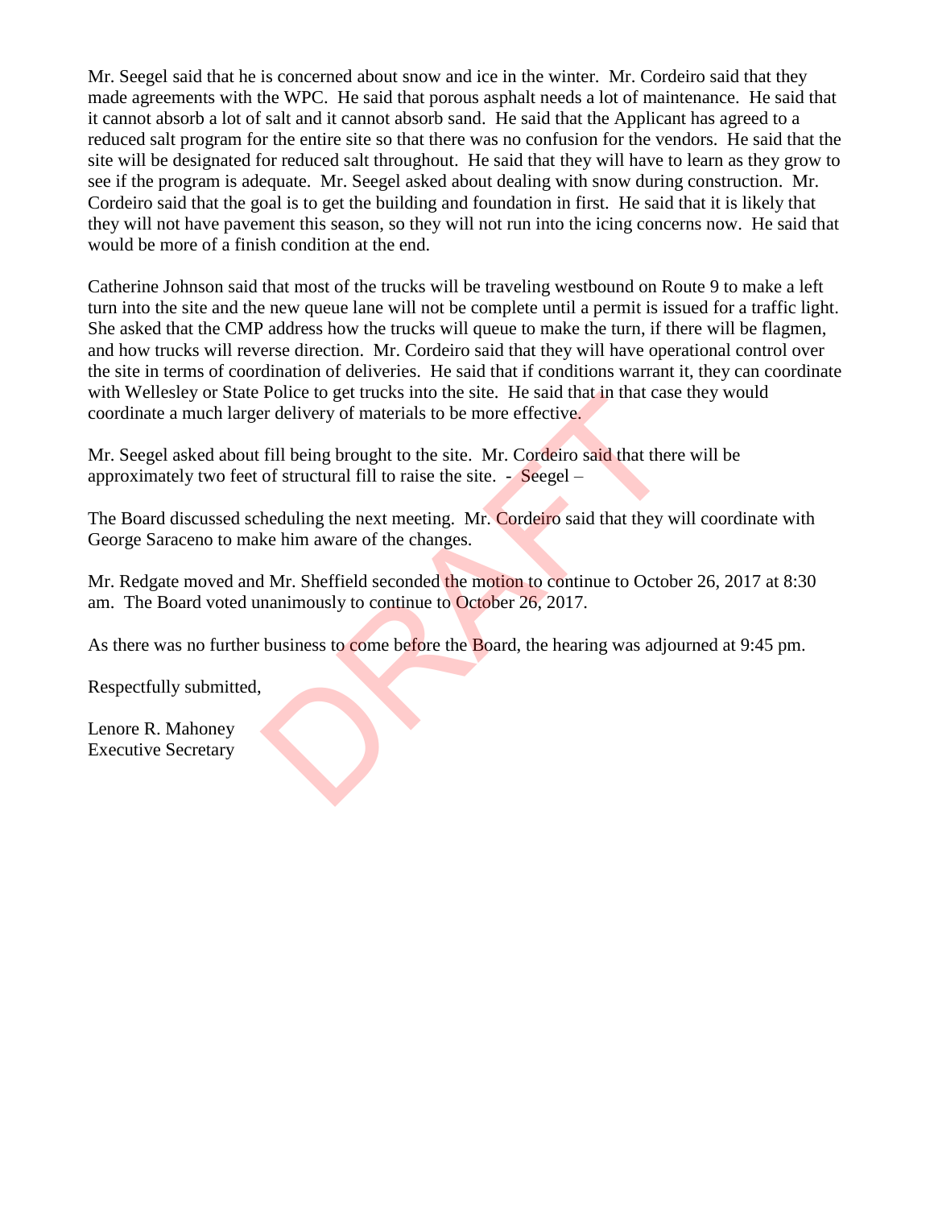Mr. Seegel said that he is concerned about snow and ice in the winter. Mr. Cordeiro said that they made agreements with the WPC. He said that porous asphalt needs a lot of maintenance. He said that it cannot absorb a lot of salt and it cannot absorb sand. He said that the Applicant has agreed to a reduced salt program for the entire site so that there was no confusion for the vendors. He said that the site will be designated for reduced salt throughout. He said that they will have to learn as they grow to see if the program is adequate. Mr. Seegel asked about dealing with snow during construction. Mr. Cordeiro said that the goal is to get the building and foundation in first. He said that it is likely that they will not have pavement this season, so they will not run into the icing concerns now. He said that would be more of a finish condition at the end.

Catherine Johnson said that most of the trucks will be traveling westbound on Route 9 to make a left turn into the site and the new queue lane will not be complete until a permit is issued for a traffic light. She asked that the CMP address how the trucks will queue to make the turn, if there will be flagmen, and how trucks will reverse direction. Mr. Cordeiro said that they will have operational control over the site in terms of coordination of deliveries. He said that if conditions warrant it, they can coordinate with Wellesley or State Police to get trucks into the site. He said that in that case they would coordinate a much larger delivery of materials to be more effective.

Mr. Seegel asked about fill being brought to the site. Mr. Cordeiro said that there will be approximately two feet of structural fill to raise the site. - Seegel –

The Board discussed scheduling the next meeting. Mr. Cordeiro said that they will coordinate with George Saraceno to make him aware of the changes.

Mr. Redgate moved and Mr. Sheffield seconded the motion to continue to October 26, 2017 at 8:30 am. The Board voted unanimously to continue to October 26, 2017.

As there was no further business to come before the Board, the hearing was adjourned at 9:45 pm.

Respectfully submitted,

Lenore R. Mahoney
Executive Secretary

DRAFT